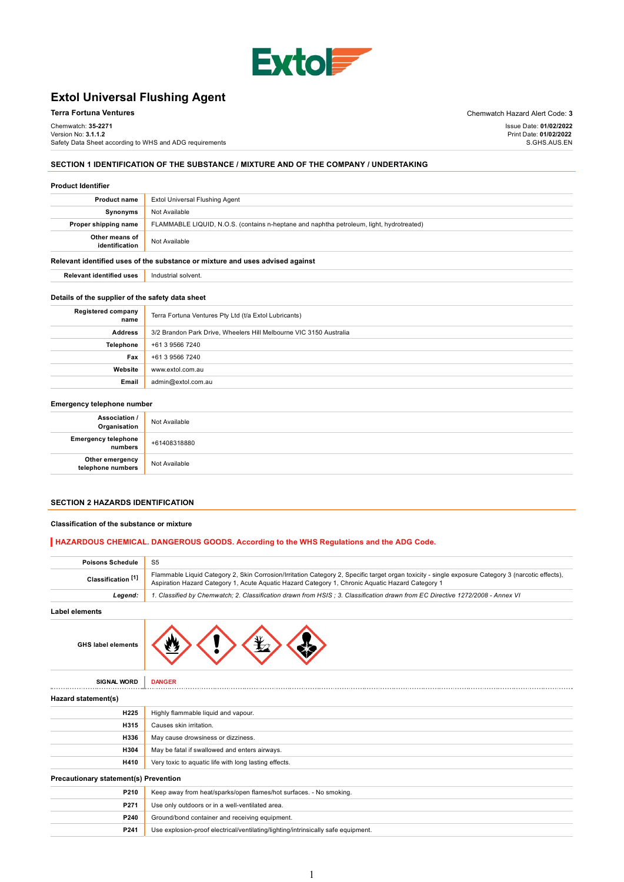# Extol Universal Flushing Agent

**Terra Fortuna Ventures** Chemwatch Hazard Alert Code: **3**

Chemwatch: **35-2271**
Version No: **3.1.1.2**
Safety Data Sheet according to WHS and ADG requirements

Issue Date: **01/02/2022**
Print Date: **01/02/2022**
S.GHS.AUS.EN

## SECTION 1 IDENTIFICATION OF THE SUBSTANCE / MIXTURE AND OF THE COMPANY / UNDERTAKING

### Product Identifier

| | |
|---|---|
| **Product name** | Extol Universal Flushing Agent |
| **Synonyms** | Not Available |
| **Proper shipping name** | FLAMMABLE LIQUID, N.O.S. (contains n-heptane and naphtha petroleum, light, hydrotreated) |
| **Other means of identification** | Not Available |

### Relevant identified uses of the substance or mixture and uses advised against

| | |
|---|---|
| **Relevant identified uses** | Industrial solvent. |

### Details of the supplier of the safety data sheet

| | |
|---|---|
| **Registered company name** | Terra Fortuna Ventures Pty Ltd (t/a Extol Lubricants) |
| **Address** | 3/2 Brandon Park Drive, Wheelers Hill Melbourne VIC 3150 Australia |
| **Telephone** | +61 3 9566 7240 |
| **Fax** | +61 3 9566 7240 |
| **Website** | www.extol.com.au |
| **Email** | admin@extol.com.au |

### Emergency telephone number

| | |
|---|---|
| **Association / Organisation** | Not Available |
| **Emergency telephone numbers** | +61408318880 |
| **Other emergency telephone numbers** | Not Available |

## SECTION 2 HAZARDS IDENTIFICATION

### Classification of the substance or mixture

**HAZARDOUS CHEMICAL. DANGEROUS GOODS. According to the WHS Regulations and the ADG Code.**

| | |
|---|---|
| **Poisons Schedule** | S5 |
| **Classification [1]** | Flammable Liquid Category 2, Skin Corrosion/Irritation Category 2, Specific target organ toxicity - single exposure Category 3 (narcotic effects), Aspiration Hazard Category 1, Acute Aquatic Hazard Category 1, Chronic Aquatic Hazard Category 1 |
| ***Legend:*** | *1. Classified by Chemwatch; 2. Classification drawn from HSIS ; 3. Classification drawn from EC Directive 1272/2008 - Annex VI* |

### Label elements

| | |
|---|---|
| **GHS label elements** | |
| **SIGNAL WORD** | **DANGER** |

### Hazard statement(s)

| | |
|---|---|
| **H225** | Highly flammable liquid and vapour. |
| **H315** | Causes skin irritation. |
| **H336** | May cause drowsiness or dizziness. |
| **H304** | May be fatal if swallowed and enters airways. |
| **H410** | Very toxic to aquatic life with long lasting effects. |

### Precautionary statement(s) Prevention

| | |
|---|---|
| **P210** | Keep away from heat/sparks/open flames/hot surfaces. - No smoking. |
| **P271** | Use only outdoors or in a well-ventilated area. |
| **P240** | Ground/bond container and receiving equipment. |
| **P241** | Use explosion-proof electrical/ventilating/lighting/intrinsically safe equipment. |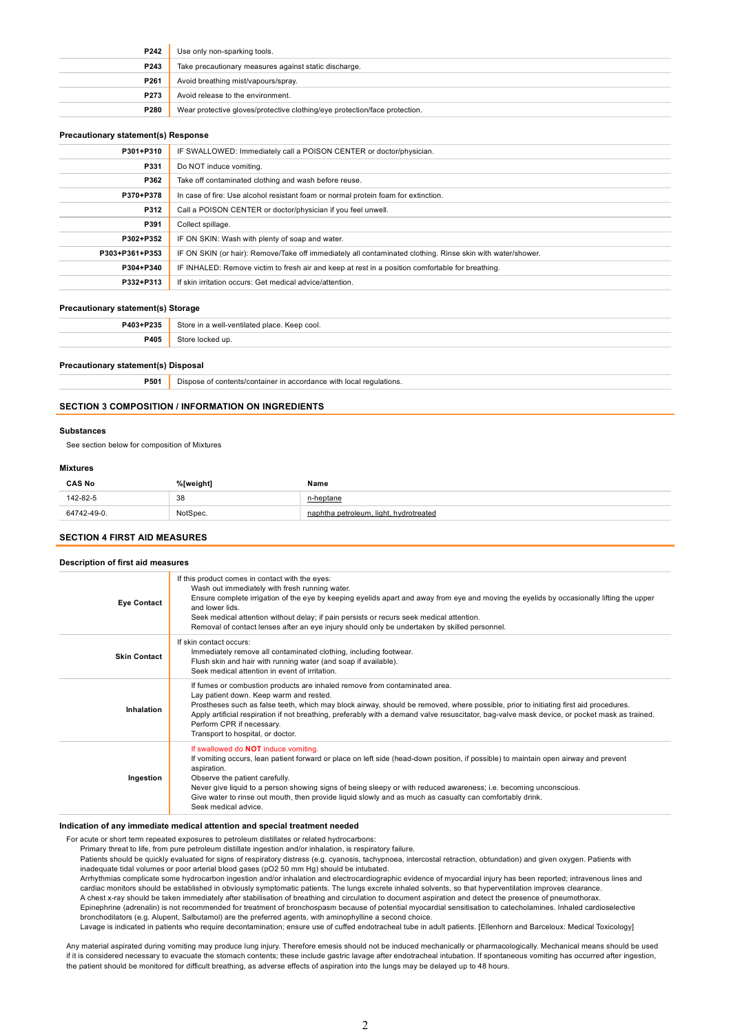| | |
|---|---|
| **P242** | Use only non-sparking tools. |
| **P243** | Take precautionary measures against static discharge. |
| **P261** | Avoid breathing mist/vapours/spray. |
| **P273** | Avoid release to the environment. |
| **P280** | Wear protective gloves/protective clothing/eye protection/face protection. |

**Precautionary statement(s) Response**

| | |
|---|---|
| **P301+P310** | IF SWALLOWED: Immediately call a POISON CENTER or doctor/physician. |
| **P331** | Do NOT induce vomiting. |
| **P362** | Take off contaminated clothing and wash before reuse. |
| **P370+P378** | In case of fire: Use alcohol resistant foam or normal protein foam for extinction. |
| **P312** | Call a POISON CENTER or doctor/physician if you feel unwell. |
| **P391** | Collect spillage. |
| **P302+P352** | IF ON SKIN: Wash with plenty of soap and water. |
| **P303+P361+P353** | IF ON SKIN (or hair): Remove/Take off immediately all contaminated clothing. Rinse skin with water/shower. |
| **P304+P340** | IF INHALED: Remove victim to fresh air and keep at rest in a position comfortable for breathing. |
| **P332+P313** | If skin irritation occurs: Get medical advice/attention. |

**Precautionary statement(s) Storage**

| | |
|---|---|
| **P403+P235** | Store in a well-ventilated place. Keep cool. |
| **P405** | Store locked up. |

**Precautionary statement(s) Disposal**

| | |
|---|---|
| **P501** | Dispose of contents/container in accordance with local regulations. |

## SECTION 3 COMPOSITION / INFORMATION ON INGREDIENTS

**Substances**

See section below for composition of Mixtures

**Mixtures**

| CAS No | %[weight] | Name |
|---|---|---|
| 142-82-5 | 38 | n-heptane |
| 64742-49-0. | NotSpec. | naphtha petroleum, light, hydrotreated |

## SECTION 4 FIRST AID MEASURES

**Description of first aid measures**

| | |
|---|---|
| **Eye Contact** | If this product comes in contact with the eyes:<br>Wash out immediately with fresh running water.<br>Ensure complete irrigation of the eye by keeping eyelids apart and away from eye and moving the eyelids by occasionally lifting the upper and lower lids.<br>Seek medical attention without delay; if pain persists or recurs seek medical attention.<br>Removal of contact lenses after an eye injury should only be undertaken by skilled personnel. |
| **Skin Contact** | If skin contact occurs:<br>Immediately remove all contaminated clothing, including footwear.<br>Flush skin and hair with running water (and soap if available).<br>Seek medical attention in event of irritation. |
| **Inhalation** | If fumes or combustion products are inhaled remove from contaminated area.<br>Lay patient down. Keep warm and rested.<br>Prostheses such as false teeth, which may block airway, should be removed, where possible, prior to initiating first aid procedures.<br>Apply artificial respiration if not breathing, preferably with a demand valve resuscitator, bag-valve mask device, or pocket mask as trained. Perform CPR if necessary.<br>Transport to hospital, or doctor. |
| **Ingestion** | If swallowed do **NOT** induce vomiting.<br>If vomiting occurs, lean patient forward or place on left side (head-down position, if possible) to maintain open airway and prevent aspiration.<br>Observe the patient carefully.<br>Never give liquid to a person showing signs of being sleepy or with reduced awareness; i.e. becoming unconscious.<br>Give water to rinse out mouth, then provide liquid slowly and as much as casualty can comfortably drink.<br>Seek medical advice. |

**Indication of any immediate medical attention and special treatment needed**

For acute or short term repeated exposures to petroleum distillates or related hydrocarbons:

Primary threat to life, from pure petroleum distillate ingestion and/or inhalation, is respiratory failure.

Patients should be quickly evaluated for signs of respiratory distress (e.g. cyanosis, tachypnoea, intercostal retraction, obtundation) and given oxygen. Patients with inadequate tidal volumes or poor arterial blood gases (pO2 50 mm Hg) should be intubated.

Arrhythmias complicate some hydrocarbon ingestion and/or inhalation and electrocardiographic evidence of myocardial injury has been reported; intravenous lines and cardiac monitors should be established in obviously symptomatic patients. The lungs excrete inhaled solvents, so that hyperventilation improves clearance.

A chest x-ray should be taken immediately after stabilisation of breathing and circulation to document aspiration and detect the presence of pneumothorax.

Epinephrine (adrenalin) is not recommended for treatment of bronchospasm because of potential myocardial sensitisation to catecholamines. Inhaled cardioselective bronchodilators (e.g. Alupent, Salbutamol) are the preferred agents, with aminophylline a second choice.

Lavage is indicated in patients who require decontamination; ensure use of cuffed endotracheal tube in adult patients. [Ellenhorn and Barceloux: Medical Toxicology]

Any material aspirated during vomiting may produce lung injury. Therefore emesis should not be induced mechanically or pharmacologically. Mechanical means should be used if it is considered necessary to evacuate the stomach contents; these include gastric lavage after endotracheal intubation. If spontaneous vomiting has occurred after ingestion, the patient should be monitored for difficult breathing, as adverse effects of aspiration into the lungs may be delayed up to 48 hours.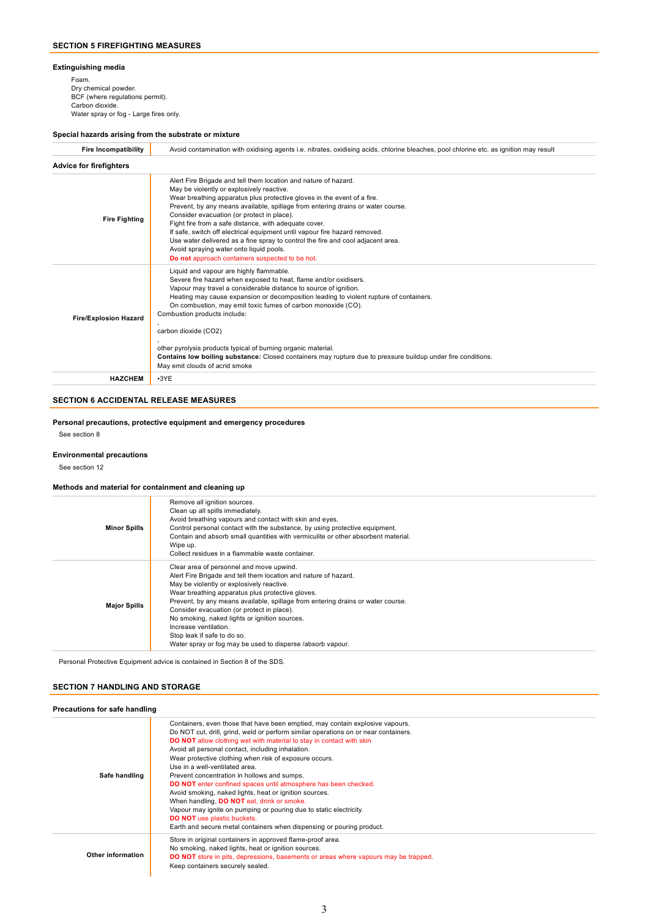## SECTION 5 FIREFIGHTING MEASURES

### Extinguishing media

Foam.
Dry chemical powder.
BCF (where regulations permit).
Carbon dioxide.
Water spray or fog - Large fires only.

### Special hazards arising from the substrate or mixture

| | |
|---|---|
| **Fire Incompatibility** | Avoid contamination with oxidising agents i.e. nitrates, oxidising acids, chlorine bleaches, pool chlorine etc. as ignition may result |

### Advice for firefighters

| | |
|---|---|
| **Fire Fighting** | Alert Fire Brigade and tell them location and nature of hazard.<br>May be violently or explosively reactive.<br>Wear breathing apparatus plus protective gloves in the event of a fire.<br>Prevent, by any means available, spillage from entering drains or water course.<br>Consider evacuation (or protect in place).<br>Fight fire from a safe distance, with adequate cover.<br>If safe, switch off electrical equipment until vapour fire hazard removed.<br>Use water delivered as a fine spray to control the fire and cool adjacent area.<br>Avoid spraying water onto liquid pools.<br>**Do not** approach containers suspected to be hot. |
| **Fire/Explosion Hazard** | Liquid and vapour are highly flammable.<br>Severe fire hazard when exposed to heat, flame and/or oxidisers.<br>Vapour may travel a considerable distance to source of ignition.<br>Heating may cause expansion or decomposition leading to violent rupture of containers.<br>On combustion, may emit toxic fumes of carbon monoxide (CO).<br>Combustion products include:<br>,<br>carbon dioxide ($CO_2$)<br>,<br>other pyrolysis products typical of burning organic material.<br>**Contains low boiling substance:** Closed containers may rupture due to pressure buildup under fire conditions.<br>May emit clouds of acrid smoke |
| **HAZCHEM** | •3YE |

## SECTION 6 ACCIDENTAL RELEASE MEASURES

### Personal precautions, protective equipment and emergency procedures

See section 8

### Environmental precautions

See section 12

### Methods and material for containment and cleaning up

| | |
|---|---|
| **Minor Spills** | Remove all ignition sources.<br>Clean up all spills immediately.<br>Avoid breathing vapours and contact with skin and eyes.<br>Control personal contact with the substance, by using protective equipment.<br>Contain and absorb small quantities with vermiculite or other absorbent material.<br>Wipe up.<br>Collect residues in a flammable waste container. |
| **Major Spills** | Clear area of personnel and move upwind.<br>Alert Fire Brigade and tell them location and nature of hazard.<br>May be violently or explosively reactive.<br>Wear breathing apparatus plus protective gloves.<br>Prevent, by any means available, spillage from entering drains or water course.<br>Consider evacuation (or protect in place).<br>No smoking, naked lights or ignition sources.<br>Increase ventilation.<br>Stop leak if safe to do so.<br>Water spray or fog may be used to disperse /absorb vapour. |

Personal Protective Equipment advice is contained in Section 8 of the SDS.

## SECTION 7 HANDLING AND STORAGE

### Precautions for safe handling

| | |
|---|---|
| **Safe handling** | Containers, even those that have been emptied, may contain explosive vapours.<br>Do NOT cut, drill, grind, weld or perform similar operations on or near containers.<br>**DO NOT** allow clothing wet with material to stay in contact with skin<br>Avoid all personal contact, including inhalation.<br>Wear protective clothing when risk of exposure occurs.<br>Use in a well-ventilated area.<br>Prevent concentration in hollows and sumps.<br>**DO NOT** enter confined spaces until atmosphere has been checked.<br>Avoid smoking, naked lights, heat or ignition sources.<br>When handling, **DO NOT** eat, drink or smoke.<br>Vapour may ignite on pumping or pouring due to static electricity.<br>**DO NOT** use plastic buckets.<br>Earth and secure metal containers when dispensing or pouring product. |
| **Other information** | Store in original containers in approved flame-proof area.<br>No smoking, naked lights, heat or ignition sources.<br>**DO NOT** store in pits, depressions, basements or areas where vapours may be trapped.<br>Keep containers securely sealed. |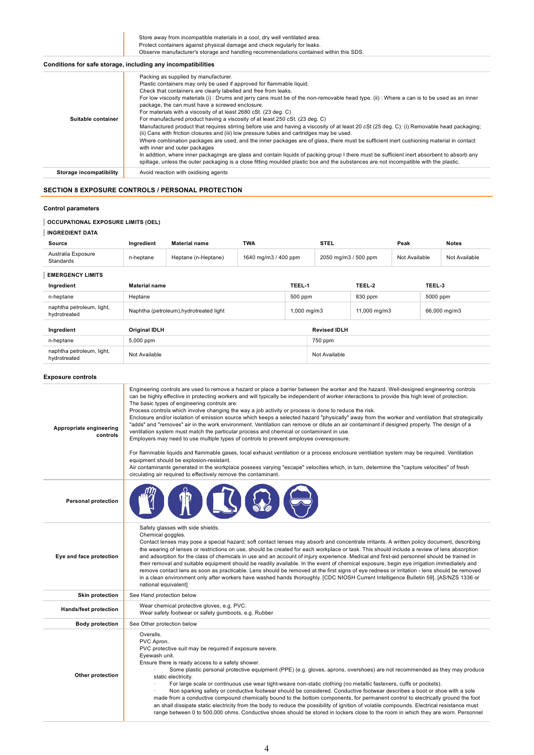| | |
|---|---|
| | Store away from incompatible materials in a cool, dry well ventilated area.<br>Protect containers against physical damage and check regularly for leaks.<br>Observe manufacturer's storage and handling recommendations contained within this SDS. |

### Conditions for safe storage, including any incompatibilities

| | |
|---|---|
| **Suitable container** | Packing as supplied by manufacturer.<br>Plastic containers may only be used if approved for flammable liquid.<br>Check that containers are clearly labelled and free from leaks.<br>For low viscosity materials (i) : Drums and jerry cans must be of the non-removable head type. (ii) : Where a can is to be used as an inner package, the can must have a screwed enclosure.<br>For materials with a viscosity of at least 2680 cSt. (23 deg. C)<br>For manufactured product having a viscosity of at least 250 cSt. (23 deg. C)<br>Manufactured product that requires stirring before use and having a viscosity of at least 20 cSt (25 deg. C): (i) Removable head packaging; (ii) Cans with friction closures and (iii) low pressure tubes and cartridges may be used.<br>Where combination packages are used, and the inner packages are of glass, there must be sufficient inert cushioning material in contact with inner and outer packages<br>In addition, where inner packagings are glass and contain liquids of packing group I there must be sufficient inert absorbent to absorb any spillage, unless the outer packaging is a close fitting moulded plastic box and the substances are not incompatible with the plastic. |
| **Storage incompatibility** | Avoid reaction with oxidising agents |

## SECTION 8 EXPOSURE CONTROLS / PERSONAL PROTECTION

### Control parameters

**OCCUPATIONAL EXPOSURE LIMITS (OEL)**

**INGREDIENT DATA**

| Source | Ingredient | Material name | TWA | STEL | Peak | Notes |
|---|---|---|---|---|---|---|
| Australia Exposure Standards | n-heptane | Heptane (n-Heptane) | 1640 mg/m3 / 400 ppm | 2050 mg/m3 / 500 ppm | Not Available | Not Available |

**EMERGENCY LIMITS**

| Ingredient | Material name | TEEL-1 | TEEL-2 | TEEL-3 |
|---|---|---|---|---|
| n-heptane | Heptane | 500 ppm | 830 ppm | 5000 ppm |
| naphtha petroleum, light, hydrotreated | Naphtha (petroleum),hydrotreated light | 1,000 mg/m3 | 11,000 mg/m3 | 66,000 mg/m3 |

| Ingredient | Original IDLH | Revised IDLH |
|---|---|---|
| n-heptane | 5,000 ppm | 750 ppm |
| naphtha petroleum, light, hydrotreated | Not Available | Not Available |

### Exposure controls

| | |
|---|---|
| **Appropriate engineering controls** | Engineering controls are used to remove a hazard or place a barrier between the worker and the hazard. Well-designed engineering controls can be highly effective in protecting workers and will typically be independent of worker interactions to provide this high level of protection.<br>The basic types of engineering controls are:<br>Process controls which involve changing the way a job activity or process is done to reduce the risk.<br>Enclosure and/or isolation of emission source which keeps a selected hazard "physically" away from the worker and ventilation that strategically "adds" and "removes" air in the work environment. Ventilation can remove or dilute an air contaminant if designed properly. The design of a ventilation system must match the particular process and chemical or contaminant in use.<br>Employers may need to use multiple types of controls to prevent employee overexposure.<br><br>For flammable liquids and flammable gases, local exhaust ventilation or a process enclosure ventilation system may be required. Ventilation equipment should be explosion-resistant.<br>Air contaminants generated in the workplace possess varying "escape" velocities which, in turn, determine the "capture velocities" of fresh circulating air required to effectively remove the contaminant. |
| **Personal protection** | |
| **Eye and face protection** | Safety glasses with side shields.<br>Chemical goggles.<br>Contact lenses may pose a special hazard; soft contact lenses may absorb and concentrate irritants. A written policy document, describing the wearing of lenses or restrictions on use, should be created for each workplace or task. This should include a review of lens absorption and adsorption for the class of chemicals in use and an account of injury experience. Medical and first-aid personnel should be trained in their removal and suitable equipment should be readily available. In the event of chemical exposure, begin eye irrigation immediately and remove contact lens as soon as practicable. Lens should be removed at the first signs of eye redness or irritation - lens should be removed in a clean environment only after workers have washed hands thoroughly. [CDC NIOSH Current Intelligence Bulletin 59], [AS/NZS 1336 or national equivalent] |
| **Skin protection** | See Hand protection below |
| **Hands/feet protection** | Wear chemical protective gloves, e.g. PVC.<br>Wear safety footwear or safety gumboots, e.g. Rubber |
| **Body protection** | See Other protection below |
| **Other protection** | Overalls.<br>PVC Apron.<br>PVC protective suit may be required if exposure severe.<br>Eyewash unit.<br>Ensure there is ready access to a safety shower.<br>· Some plastic personal protective equipment (PPE) (e.g. gloves, aprons, overshoes) are not recommended as they may produce static electricity.<br>· For large scale or continuous use wear tight-weave non-static clothing (no metallic fasteners, cuffs or pockets).<br>· Non sparking safety or conductive footwear should be considered. Conductive footwear describes a boot or shoe with a sole made from a conductive compound chemically bound to the bottom components, for permanent control to electrically ground the foot an shall dissipate static electricity from the body to reduce the possibility of ignition of volatile compounds. Electrical resistance must range between 0 to 500,000 ohms. Conductive shoes should be stored in lockers close to the room in which they are worn. Personnel |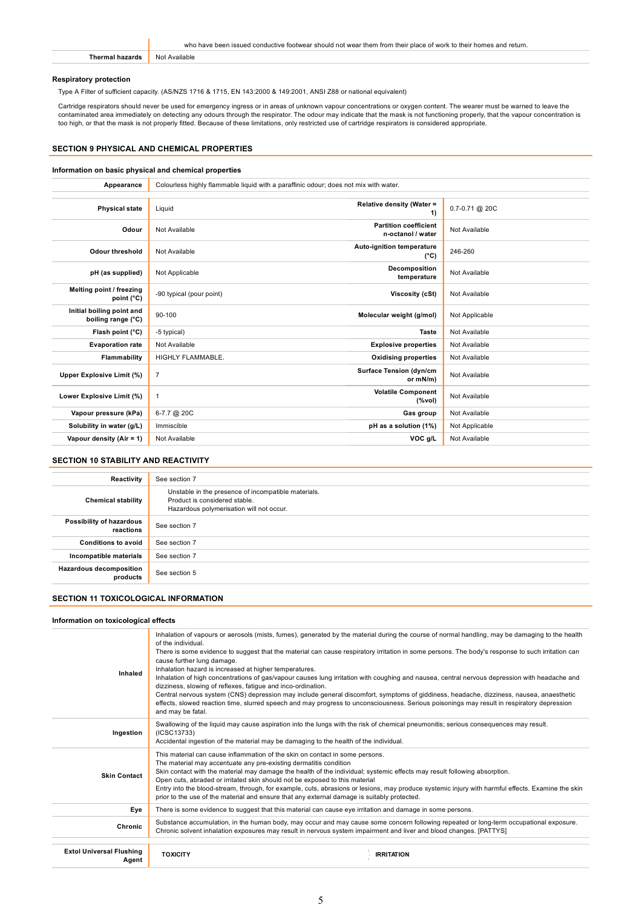| | |
|---|---|
| | who have been issued conductive footwear should not wear them from their place of work to their homes and return. |
| **Thermal hazards** | Not Available |

**Respiratory protection**

Type A Filter of sufficient capacity. (AS/NZS 1716 & 1715, EN 143:2000 & 149:2001, ANSI Z88 or national equivalent)

Cartridge respirators should never be used for emergency ingress or in areas of unknown vapour concentrations or oxygen content. The wearer must be warned to leave the contaminated area immediately on detecting any odours through the respirator. The odour may indicate that the mask is not functioning properly, that the vapour concentration is too high, or that the mask is not properly fitted. Because of these limitations, only restricted use of cartridge respirators is considered appropriate.

## SECTION 9 PHYSICAL AND CHEMICAL PROPERTIES

### Information on basic physical and chemical properties

| | | | |
|---|---|---|---|
| **Appearance** | Colourless highly flammable liquid with a paraffinic odour; does not mix with water. | | |
| **Physical state** | Liquid | **Relative density (Water = 1)** | 0.7-0.71 @ 20C |
| **Odour** | Not Available | **Partition coefficient n-octanol / water** | Not Available |
| **Odour threshold** | Not Available | **Auto-ignition temperature (°C)** | 246-260 |
| **pH (as supplied)** | Not Applicable | **Decomposition temperature** | Not Available |
| **Melting point / freezing point (°C)** | -90 typical (pour point) | **Viscosity (cSt)** | Not Available |
| **Initial boiling point and boiling range (°C)** | 90-100 | **Molecular weight (g/mol)** | Not Applicable |
| **Flash point (°C)** | -5 typical) | **Taste** | Not Available |
| **Evaporation rate** | Not Available | **Explosive properties** | Not Available |
| **Flammability** | HIGHLY FLAMMABLE. | **Oxidising properties** | Not Available |
| **Upper Explosive Limit (%)** | 7 | **Surface Tension (dyn/cm or mN/m)** | Not Available |
| **Lower Explosive Limit (%)** | 1 | **Volatile Component (%vol)** | Not Available |
| **Vapour pressure (kPa)** | 6-7.7 @ 20C | **Gas group** | Not Available |
| **Solubility in water (g/L)** | Immiscible | **pH as a solution (1%)** | Not Applicable |
| **Vapour density (Air = 1)** | Not Available | **VOC g/L** | Not Available |

## SECTION 10 STABILITY AND REACTIVITY

| | |
|---|---|
| **Reactivity** | See section 7 |
| **Chemical stability** | Unstable in the presence of incompatible materials.<br>Product is considered stable.<br>Hazardous polymerisation will not occur. |
| **Possibility of hazardous reactions** | See section 7 |
| **Conditions to avoid** | See section 7 |
| **Incompatible materials** | See section 7 |
| **Hazardous decomposition products** | See section 5 |

## SECTION 11 TOXICOLOGICAL INFORMATION

### Information on toxicological effects

| | |
|---|---|
| **Inhaled** | Inhalation of vapours or aerosols (mists, fumes), generated by the material during the course of normal handling, may be damaging to the health of the individual.<br>There is some evidence to suggest that the material can cause respiratory irritation in some persons. The body's response to such irritation can cause further lung damage.<br>Inhalation hazard is increased at higher temperatures.<br>Inhalation of high concentrations of gas/vapour causes lung irritation with coughing and nausea, central nervous depression with headache and dizziness, slowing of reflexes, fatigue and inco-ordination.<br>Central nervous system (CNS) depression may include general discomfort, symptoms of giddiness, headache, dizziness, nausea, anaesthetic effects, slowed reaction time, slurred speech and may progress to unconsciousness. Serious poisonings may result in respiratory depression and may be fatal. |
| **Ingestion** | Swallowing of the liquid may cause aspiration into the lungs with the risk of chemical pneumonitis; serious consequences may result. (ICSC13733)<br>Accidental ingestion of the material may be damaging to the health of the individual. |
| **Skin Contact** | This material can cause inflammation of the skin on contact in some persons.<br>The material may accentuate any pre-existing dermatitis condition<br>Skin contact with the material may damage the health of the individual; systemic effects may result following absorption.<br>Open cuts, abraded or irritated skin should not be exposed to this material<br>Entry into the blood-stream, through, for example, cuts, abrasions or lesions, may produce systemic injury with harmful effects. Examine the skin prior to the use of the material and ensure that any external damage is suitably protected. |
| **Eye** | There is some evidence to suggest that this material can cause eye irritation and damage in some persons. |
| **Chronic** | Substance accumulation, in the human body, may occur and may cause some concern following repeated or long-term occupational exposure.<br>Chronic solvent inhalation exposures may result in nervous system impairment and liver and blood changes. [PATTYS] |

| | | |
|---|---|---|
| **Extol Universal Flushing Agent** | **TOXICITY** | **IRRITATION** |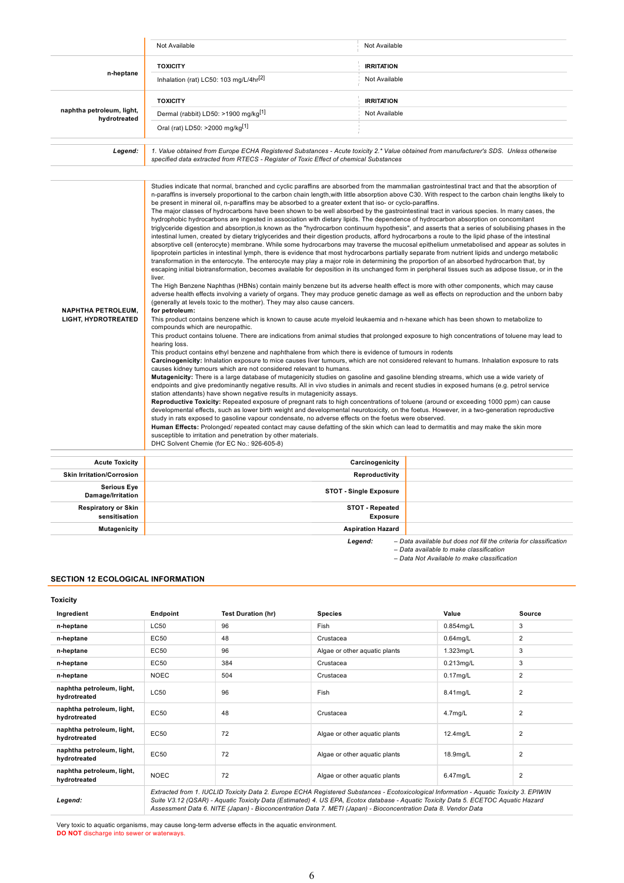| | | |
|---|---|---|
| | Not Available | Not Available |
| **n-heptane** | **TOXICITY** | **IRRITATION** |
| | Inhalation (rat) LC50: 103 mg/L/4hr[2] | Not Available |
| **naphtha petroleum, light, hydrotreated** | **TOXICITY** | **IRRITATION** |
| | Dermal (rabbit) LD50: >1900 mg/kg[1] | Not Available |
| | Oral (rat) LD50: >2000 mg/kg[1] | |
| ***Legend:*** | *1. Value obtained from Europe ECHA Registered Substances - Acute toxicity 2.\* Value obtained from manufacturer's SDS. Unless otherwise specified data extracted from RTECS - Register of Toxic Effect of chemical Substances* | |

**NAPHTHA PETROLEUM, LIGHT, HYDROTREATED**

Studies indicate that normal, branched and cyclic paraffins are absorbed from the mammalian gastrointestinal tract and that the absorption of n-paraffins is inversely proportional to the carbon chain length,with little absorption above C30. With respect to the carbon chain lengths likely to be present in mineral oil, n-paraffins may be absorbed to a greater extent that iso- or cyclo-paraffins.
The major classes of hydrocarbons have been shown to be well absorbed by the gastrointestinal tract in various species. In many cases, the hydrophobic hydrocarbons are ingested in association with dietary lipids. The dependence of hydrocarbon absorption on concomitant triglyceride digestion and absorption,is known as the "hydrocarbon continuum hypothesis", and asserts that a series of solubilising phases in the intestinal lumen, created by dietary triglycerides and their digestion products, afford hydrocarbons a route to the lipid phase of the intestinal absorptive cell (enterocyte) membrane. While some hydrocarbons may traverse the mucosal epithelium unmetabolised and appear as solutes in lipoprotein particles in intestinal lymph, there is evidence that most hydrocarbons partially separate from nutrient lipids and undergo metabolic transformation in the enterocyte. The enterocyte may play a major role in determining the proportion of an absorbed hydrocarbon that, by escaping initial biotransformation, becomes available for deposition in its unchanged form in peripheral tissues such as adipose tissue, or in the liver.
The High Benzene Naphthas (HBNs) contain mainly benzene but its adverse health effect is more with other components, which may cause adverse health effects involving a variety of organs. They may produce genetic damage as well as effects on reproduction and the unborn baby (generally at levels toxic to the mother). They may also cause cancers.
**for petroleum:**
This product contains benzene which is known to cause acute myeloid leukaemia and n-hexane which has been shown to metabolize to compounds which are neuropathic.
This product contains toluene. There are indications from animal studies that prolonged exposure to high concentrations of toluene may lead to hearing loss.
This product contains ethyl benzene and naphthalene from which there is evidence of tumours in rodents
**Carcinogenicity:** Inhalation exposure to mice causes liver tumours, which are not considered relevant to humans. Inhalation exposure to rats causes kidney tumours which are not considered relevant to humans.
**Mutagenicity:** There is a large database of mutagenicity studies on gasoline and gasoline blending streams, which use a wide variety of endpoints and give predominantly negative results. All in vivo studies in animals and recent studies in exposed humans (e.g. petrol service station attendants) have shown negative results in mutagenicity assays.
**Reproductive Toxicity:** Repeated exposure of pregnant rats to high concentrations of toluene (around or exceeding 1000 ppm) can cause developmental effects, such as lower birth weight and developmental neurotoxicity, on the foetus. However, in a two-generation reproductive study in rats exposed to gasoline vapour condensate, no adverse effects on the foetus were observed.
**Human Effects:** Prolonged/ repeated contact may cause defatting of the skin which can lead to dermatitis and may make the skin more susceptible to irritation and penetration by other materials.
DHC Solvent Chemie (for EC No.: 926-605-8)

| | | | |
|---|---|---|---|
| **Acute Toxicity** | | **Carcinogenicity** | |
| **Skin Irritation/Corrosion** | | **Reproductivity** | |
| **Serious Eye Damage/Irritation** | | **STOT - Single Exposure** | |
| **Respiratory or Skin sensitisation** | | **STOT - Repeated Exposure** | |
| **Mutagenicity** | | **Aspiration Hazard** | |

***Legend:*** *– Data available but does not fill the criteria for classification*
*– Data available to make classification*
*– Data Not Available to make classification*

## SECTION 12 ECOLOGICAL INFORMATION

### Toxicity

| Ingredient | Endpoint | Test Duration (hr) | Species | Value | Source |
|---|---|---|---|---|---|
| **n-heptane** | LC50 | 96 | Fish | 0.854mg/L | 3 |
| **n-heptane** | EC50 | 48 | Crustacea | 0.64mg/L | 2 |
| **n-heptane** | EC50 | 96 | Algae or other aquatic plants | 1.323mg/L | 3 |
| **n-heptane** | EC50 | 384 | Crustacea | 0.213mg/L | 3 |
| **n-heptane** | NOEC | 504 | Crustacea | 0.17mg/L | 2 |
| **naphtha petroleum, light, hydrotreated** | LC50 | 96 | Fish | 8.41mg/L | 2 |
| **naphtha petroleum, light, hydrotreated** | EC50 | 48 | Crustacea | 4.7mg/L | 2 |
| **naphtha petroleum, light, hydrotreated** | EC50 | 72 | Algae or other aquatic plants | 12.4mg/L | 2 |
| **naphtha petroleum, light, hydrotreated** | EC50 | 72 | Algae or other aquatic plants | 18.9mg/L | 2 |
| **naphtha petroleum, light, hydrotreated** | NOEC | 72 | Algae or other aquatic plants | 6.47mg/L | 2 |
| ***Legend:*** | *Extracted from 1. IUCLID Toxicity Data 2. Europe ECHA Registered Substances - Ecotoxicological Information - Aquatic Toxicity 3. EPIWIN Suite V3.12 (QSAR) - Aquatic Toxicity Data (Estimated) 4. US EPA, Ecotox database - Aquatic Toxicity Data 5. ECETOC Aquatic Hazard Assessment Data 6. NITE (Japan) - Bioconcentration Data 7. METI (Japan) - Bioconcentration Data 8. Vendor Data* | | | | |

Very toxic to aquatic organisms, may cause long-term adverse effects in the aquatic environment.
**DO NOT** discharge into sewer or waterways.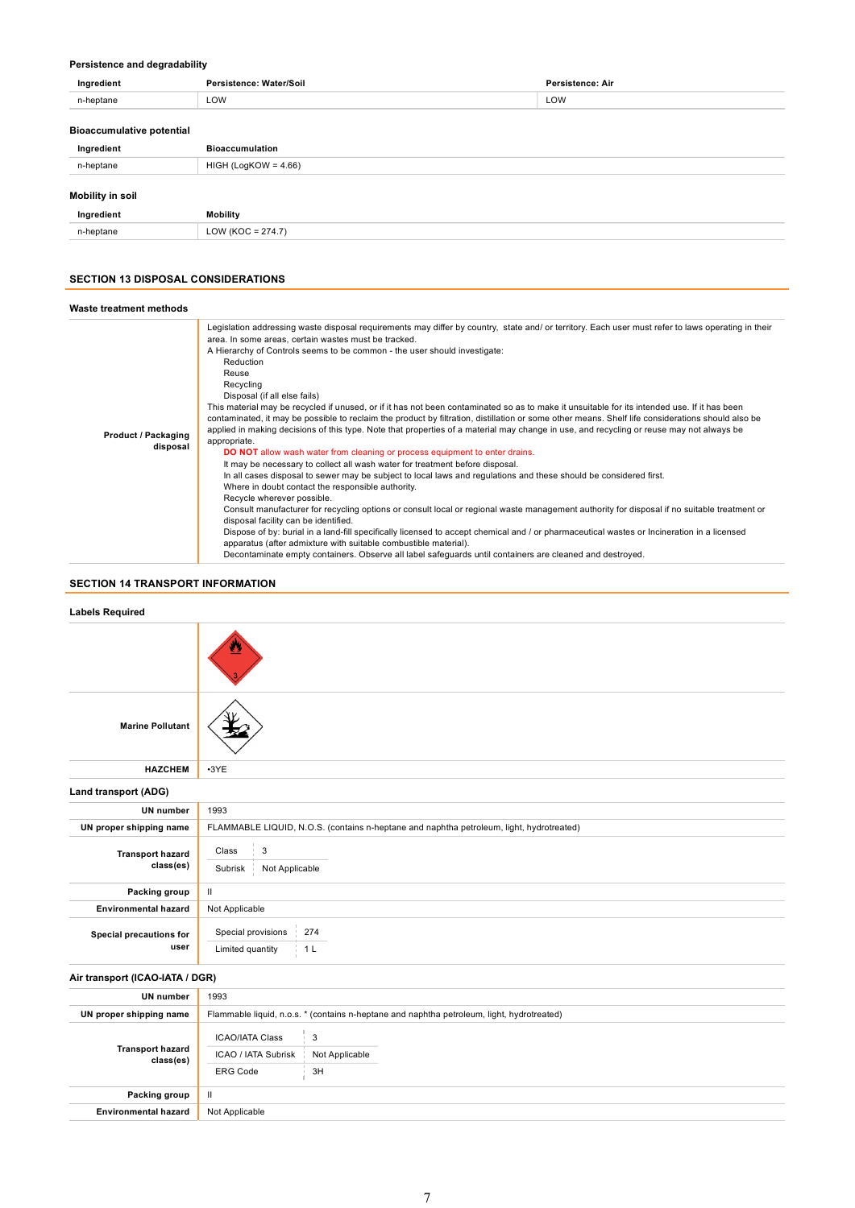### Persistence and degradability

| Ingredient | Persistence: Water/Soil | Persistence: Air |
|---|---|---|
| n-heptane | LOW | LOW |

### Bioaccumulative potential

| Ingredient | Bioaccumulation |
|---|---|
| n-heptane | HIGH (LogKOW = 4.66) |

### Mobility in soil

| Ingredient | Mobility |
|---|---|
| n-heptane | LOW (KOC = 274.7) |

## SECTION 13 DISPOSAL CONSIDERATIONS

### Waste treatment methods

**Product / Packaging disposal**

Legislation addressing waste disposal requirements may differ by country, state and/ or territory. Each user must refer to laws operating in their area. In some areas, certain wastes must be tracked.

A Hierarchy of Controls seems to be common - the user should investigate:

- Reduction
- Reuse
- Recycling
- Disposal (if all else fails)

This material may be recycled if unused, or if it has not been contaminated so as to make it unsuitable for its intended use. If it has been contaminated, it may be possible to reclaim the product by filtration, distillation or some other means. Shelf life considerations should also be applied in making decisions of this type. Note that properties of a material may change in use, and recycling or reuse may not always be appropriate.

- **DO NOT** allow wash water from cleaning or process equipment to enter drains.
- It may be necessary to collect all wash water for treatment before disposal.
- In all cases disposal to sewer may be subject to local laws and regulations and these should be considered first.
- Where in doubt contact the responsible authority.
- Recycle wherever possible.
- Consult manufacturer for recycling options or consult local or regional waste management authority for disposal if no suitable treatment or disposal facility can be identified.
- Dispose of by: burial in a land-fill specifically licensed to accept chemical and / or pharmaceutical wastes or Incineration in a licensed apparatus (after admixture with suitable combustible material).
- Decontaminate empty containers. Observe all label safeguards until containers are cleaned and destroyed.

## SECTION 14 TRANSPORT INFORMATION

### Labels Required

| | |
|---|---|
| | 3 |
| Marine Pollutant | |
| HAZCHEM | •3YE |

### Land transport (ADG)

| | |
|---|---|
| UN number | 1993 |
| UN proper shipping name | FLAMMABLE LIQUID, N.O.S. (contains n-heptane and naphtha petroleum, light, hydrotreated) |
| Transport hazard class(es) | Class: 3<br>Subrisk: Not Applicable |
| Packing group | II |
| Environmental hazard | Not Applicable |
| Special precautions for user | Special provisions: 274<br>Limited quantity: 1 L |

### Air transport (ICAO-IATA / DGR)

| | |
|---|---|
| UN number | 1993 |
| UN proper shipping name | Flammable liquid, n.o.s. * (contains n-heptane and naphtha petroleum, light, hydrotreated) |
| Transport hazard class(es) | ICAO/IATA Class: 3<br>ICAO / IATA Subrisk: Not Applicable<br>ERG Code: 3H |
| Packing group | II |
| Environmental hazard | Not Applicable |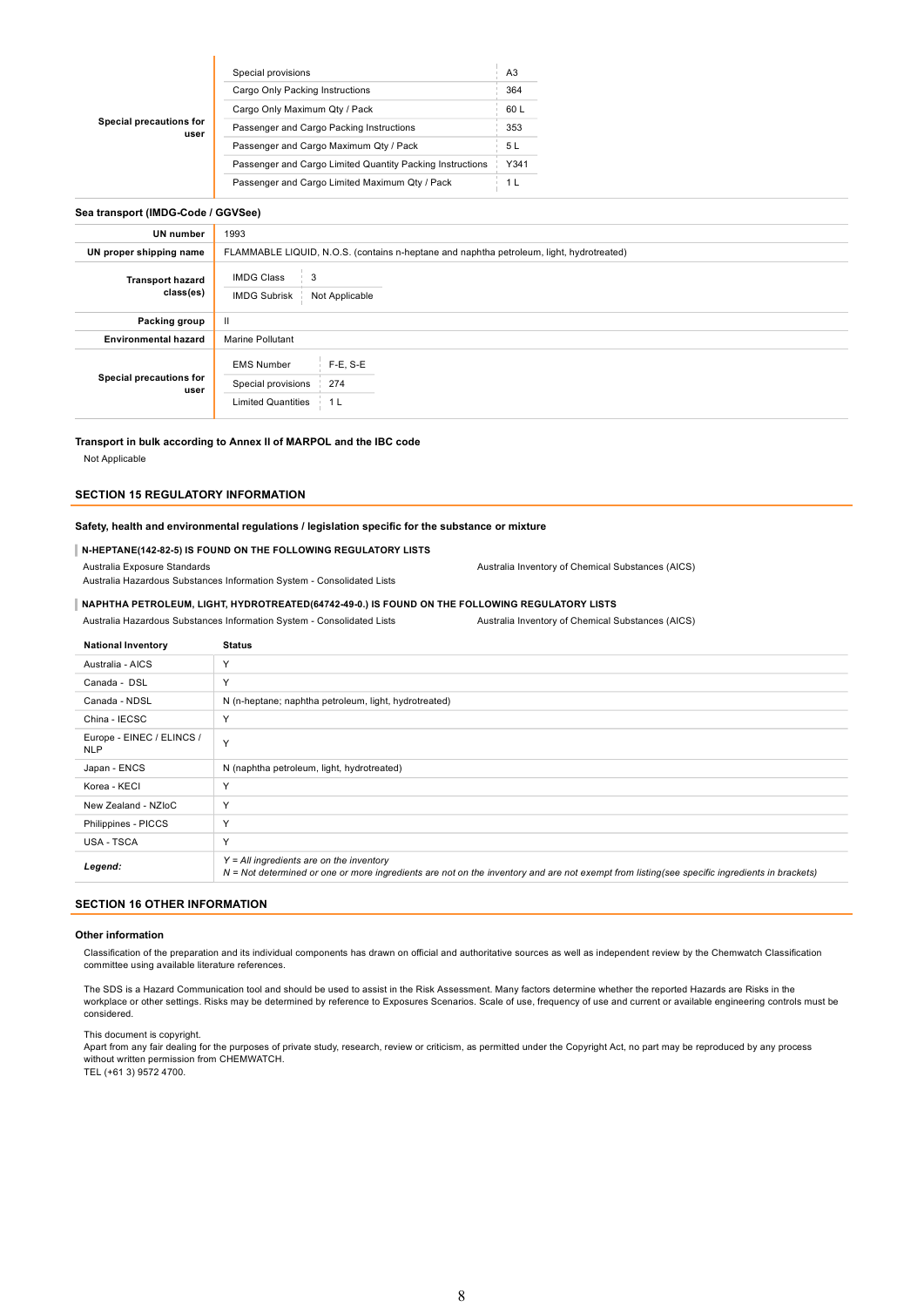| | | |
|---|---|---|
| **Special precautions for user** | Special provisions | A3 |
| | Cargo Only Packing Instructions | 364 |
| | Cargo Only Maximum Qty / Pack | 60 L |
| | Passenger and Cargo Packing Instructions | 353 |
| | Passenger and Cargo Maximum Qty / Pack | 5 L |
| | Passenger and Cargo Limited Quantity Packing Instructions | Y341 |
| | Passenger and Cargo Limited Maximum Qty / Pack | 1 L |

**Sea transport (IMDG-Code / GGVSee)**

| | |
|---|---|
| **UN number** | 1993 |
| **UN proper shipping name** | FLAMMABLE LIQUID, N.O.S. (contains n-heptane and naphtha petroleum, light, hydrotreated) |
| **Transport hazard class(es)** | IMDG Class: 3<br>IMDG Subrisk: Not Applicable |
| **Packing group** | II |
| **Environmental hazard** | Marine Pollutant |
| **Special precautions for user** | EMS Number: F-E, S-E<br>Special provisions: 274<br>Limited Quantities: 1 L |

**Transport in bulk according to Annex II of MARPOL and the IBC code**

Not Applicable

## SECTION 15 REGULATORY INFORMATION

**Safety, health and environmental regulations / legislation specific for the substance or mixture**

**N-HEPTANE(142-82-5) IS FOUND ON THE FOLLOWING REGULATORY LISTS**

Australia Exposure Standards

Australia Hazardous Substances Information System - Consolidated Lists

Australia Inventory of Chemical Substances (AICS)

**NAPHTHA PETROLEUM, LIGHT, HYDROTREATED(64742-49-0.) IS FOUND ON THE FOLLOWING REGULATORY LISTS**

Australia Hazardous Substances Information System - Consolidated Lists

Australia Inventory of Chemical Substances (AICS)

| National Inventory | Status |
|---|---|
| Australia - AICS | Y |
| Canada - DSL | Y |
| Canada - NDSL | N (n-heptane; naphtha petroleum, light, hydrotreated) |
| China - IECSC | Y |
| Europe - EINEC / ELINCS / NLP | Y |
| Japan - ENCS | N (naphtha petroleum, light, hydrotreated) |
| Korea - KECI | Y |
| New Zealand - NZIoC | Y |
| Philippines - PICCS | Y |
| USA - TSCA | Y |
| ***Legend:*** | *Y = All ingredients are on the inventory*<br>*N = Not determined or one or more ingredients are not on the inventory and are not exempt from listing(see specific ingredients in brackets)* |

## SECTION 16 OTHER INFORMATION

**Other information**

Classification of the preparation and its individual components has drawn on official and authoritative sources as well as independent review by the Chemwatch Classification committee using available literature references.

The SDS is a Hazard Communication tool and should be used to assist in the Risk Assessment. Many factors determine whether the reported Hazards are Risks in the workplace or other settings. Risks may be determined by reference to Exposures Scenarios. Scale of use, frequency of use and current or available engineering controls must be considered.

This document is copyright.
Apart from any fair dealing for the purposes of private study, research, review or criticism, as permitted under the Copyright Act, no part may be reproduced by any process without written permission from CHEMWATCH.
TEL (+61 3) 9572 4700.